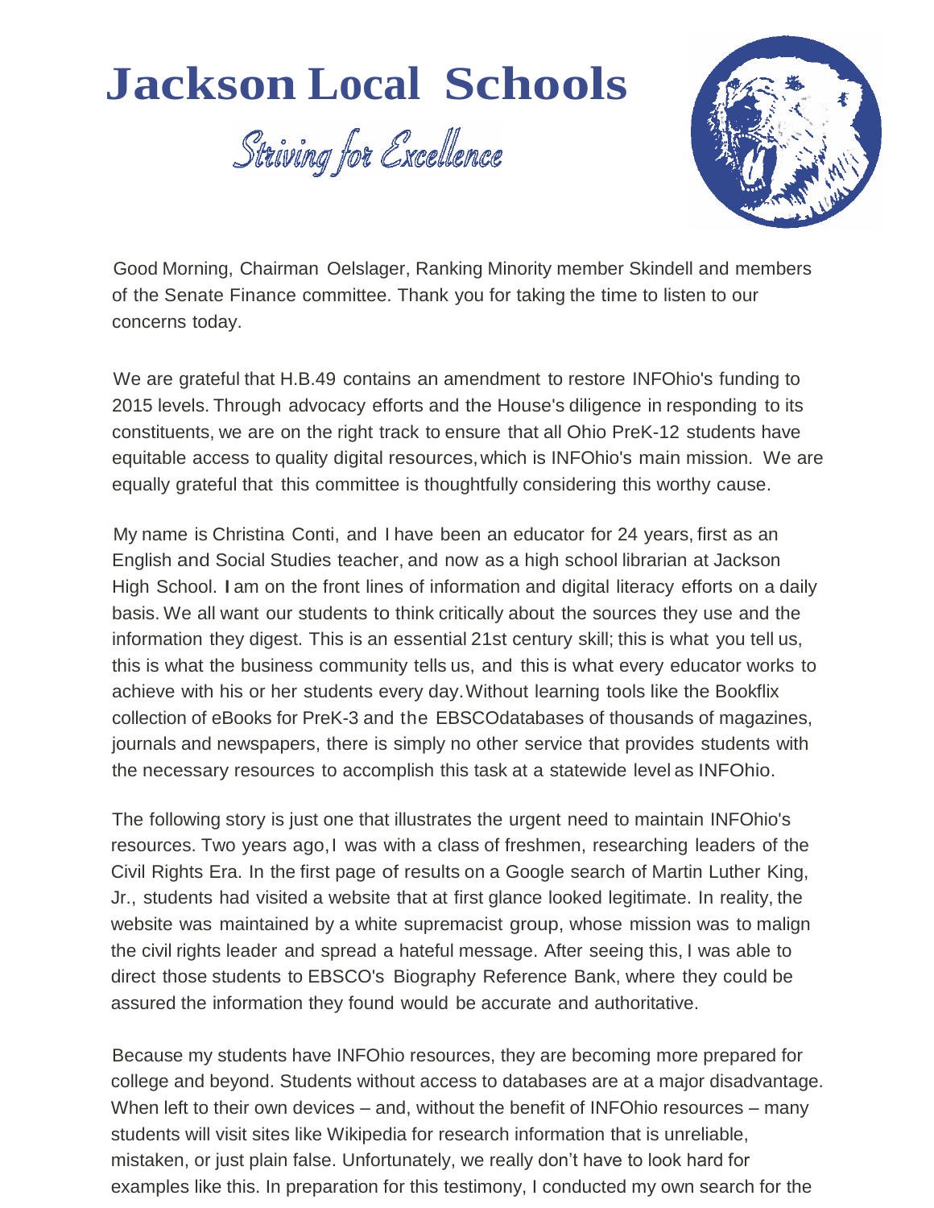# Jackson Local Schools

*Striving for Excellence*

Good Morning, Chairman Oelslager, Ranking Minority member Skindell and members of the Senate Finance committee. Thank you for taking the time to listen to our concerns today.

We are grateful that H.B.49 contains an amendment to restore INFOhio's funding to 2015 levels. Through advocacy efforts and the House's diligence in responding to its constituents, we are on the right track to ensure that all Ohio PreK-12 students have equitable access to quality digital resources, which is INFOhio's main mission. We are equally grateful that this committee is thoughtfully considering this worthy cause.

My name is Christina Conti, and I have been an educator for 24 years, first as an English and Social Studies teacher, and now as a high school librarian at Jackson High School. I am on the front lines of information and digital literacy efforts on a daily basis. We all want our students to think critically about the sources they use and the information they digest. This is an essential 21st century skill; this is what you tell us, this is what the business community tells us, and this is what every educator works to achieve with his or her students every day. Without learning tools like the Bookflix collection of eBooks for PreK-3 and the EBSCOdatabases of thousands of magazines, journals and newspapers, there is simply no other service that provides students with the necessary resources to accomplish this task at a statewide level as INFOhio.

The following story is just one that illustrates the urgent need to maintain INFOhio's resources. Two years ago, I was with a class of freshmen, researching leaders of the Civil Rights Era. In the first page of results on a Google search of Martin Luther King, Jr., students had visited a website that at first glance looked legitimate. In reality, the website was maintained by a white supremacist group, whose mission was to malign the civil rights leader and spread a hateful message. After seeing this, I was able to direct those students to EBSCO's Biography Reference Bank, where they could be assured the information they found would be accurate and authoritative.

Because my students have INFOhio resources, they are becoming more prepared for college and beyond. Students without access to databases are at a major disadvantage. When left to their own devices – and, without the benefit of INFOhio resources – many students will visit sites like Wikipedia for research information that is unreliable, mistaken, or just plain false. Unfortunately, we really don't have to look hard for examples like this. In preparation for this testimony, I conducted my own search for the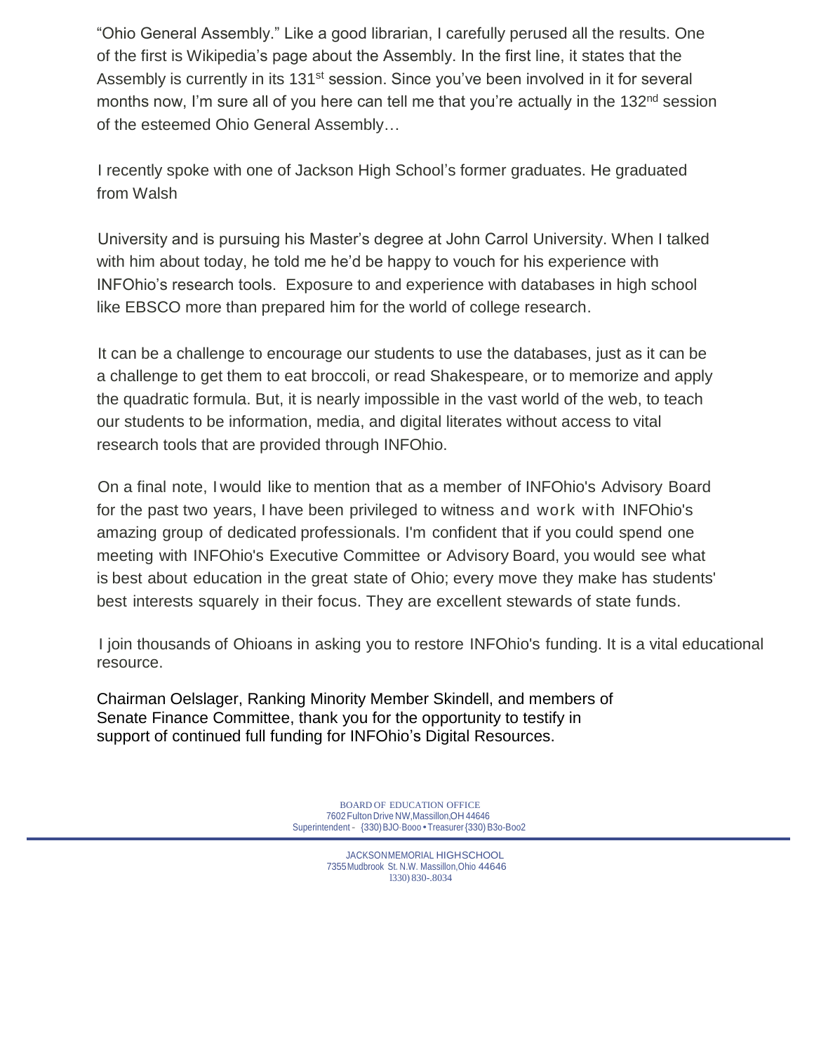"Ohio General Assembly." Like a good librarian, I carefully perused all the results. One of the first is Wikipedia's page about the Assembly. In the first line, it states that the Assembly is currently in its 131st session. Since you've been involved in it for several months now, I'm sure all of you here can tell me that you're actually in the 132nd session of the esteemed Ohio General Assembly…

I recently spoke with one of Jackson High School's former graduates. He graduated from Walsh

University and is pursuing his Master's degree at John Carrol University. When I talked with him about today, he told me he'd be happy to vouch for his experience with INFOhio's research tools. Exposure to and experience with databases in high school like EBSCO more than prepared him for the world of college research.

It can be a challenge to encourage our students to use the databases, just as it can be a challenge to get them to eat broccoli, or read Shakespeare, or to memorize and apply the quadratic formula. But, it is nearly impossible in the vast world of the web, to teach our students to be information, media, and digital literates without access to vital research tools that are provided through INFOhio.

On a final note, I would like to mention that as a member of INFOhio's Advisory Board for the past two years, I have been privileged to witness and work with INFOhio's amazing group of dedicated professionals. I'm confident that if you could spend one meeting with INFOhio's Executive Committee or Advisory Board, you would see what is best about education in the great state of Ohio; every move they make has students' best interests squarely in their focus. They are excellent stewards of state funds.

I join thousands of Ohioans in asking you to restore INFOhio's funding. It is a vital educational resource.

Chairman Oelslager, Ranking Minority Member Skindell, and members of Senate Finance Committee, thank you for the opportunity to testify in support of continued full funding for INFOhio's Digital Resources.

BOARD OF EDUCATION OFFICE
7602 Fulton Drive NW, Massillon, OH 44646
Superintendent - {330) BJO-Booo • Treasurer {330) B3o-Boo2

JACKSON MEMORIAL HIGH SCHOOL
7355 Mudbrook St. N.W. Massillon, Ohio 44646
l330) 830-.8034